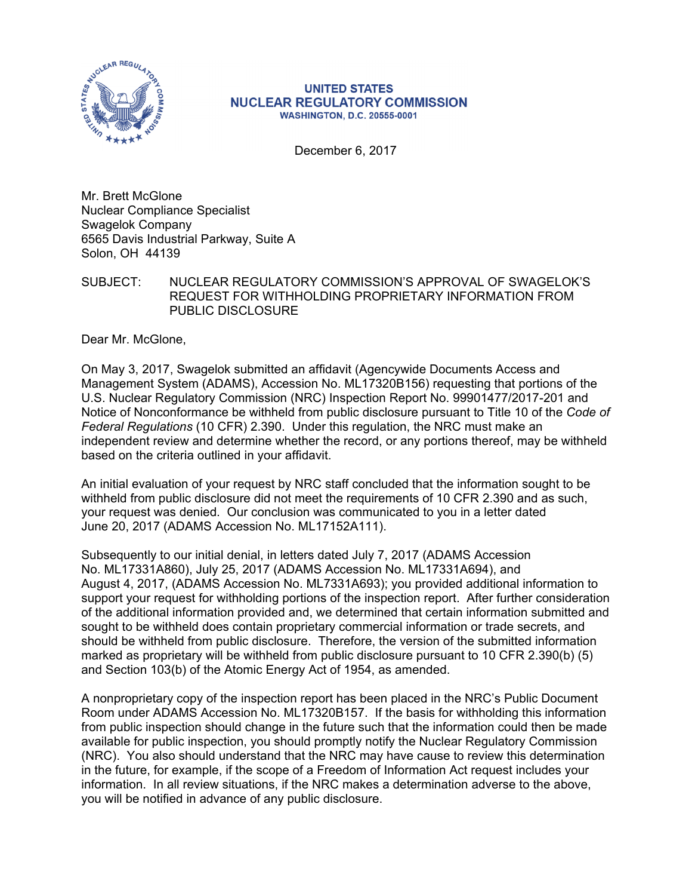UNITED STATES
NUCLEAR REGULATORY COMMISSION
WASHINGTON, D.C. 20555-0001

December 6, 2017

Mr. Brett McGlone
Nuclear Compliance Specialist
Swagelok Company
6565 Davis Industrial Parkway, Suite A
Solon, OH 44139

SUBJECT: NUCLEAR REGULATORY COMMISSION'S APPROVAL OF SWAGELOK'S REQUEST FOR WITHHOLDING PROPRIETARY INFORMATION FROM PUBLIC DISCLOSURE

Dear Mr. McGlone,

On May 3, 2017, Swagelok submitted an affidavit (Agencywide Documents Access and Management System (ADAMS), Accession No. ML17320B156) requesting that portions of the U.S. Nuclear Regulatory Commission (NRC) Inspection Report No. 99901477/2017-201 and Notice of Nonconformance be withheld from public disclosure pursuant to Title 10 of the *Code of Federal Regulations* (10 CFR) 2.390. Under this regulation, the NRC must make an independent review and determine whether the record, or any portions thereof, may be withheld based on the criteria outlined in your affidavit.

An initial evaluation of your request by NRC staff concluded that the information sought to be withheld from public disclosure did not meet the requirements of 10 CFR 2.390 and as such, your request was denied. Our conclusion was communicated to you in a letter dated June 20, 2017 (ADAMS Accession No. ML17152A111).

Subsequently to our initial denial, in letters dated July 7, 2017 (ADAMS Accession No. ML17331A860), July 25, 2017 (ADAMS Accession No. ML17331A694), and August 4, 2017, (ADAMS Accession No. ML7331A693); you provided additional information to support your request for withholding portions of the inspection report. After further consideration of the additional information provided and, we determined that certain information submitted and sought to be withheld does contain proprietary commercial information or trade secrets, and should be withheld from public disclosure. Therefore, the version of the submitted information marked as proprietary will be withheld from public disclosure pursuant to 10 CFR 2.390(b) (5) and Section 103(b) of the Atomic Energy Act of 1954, as amended.

A nonproprietary copy of the inspection report has been placed in the NRC's Public Document Room under ADAMS Accession No. ML17320B157. If the basis for withholding this information from public inspection should change in the future such that the information could then be made available for public inspection, you should promptly notify the Nuclear Regulatory Commission (NRC). You also should understand that the NRC may have cause to review this determination in the future, for example, if the scope of a Freedom of Information Act request includes your information. In all review situations, if the NRC makes a determination adverse to the above, you will be notified in advance of any public disclosure.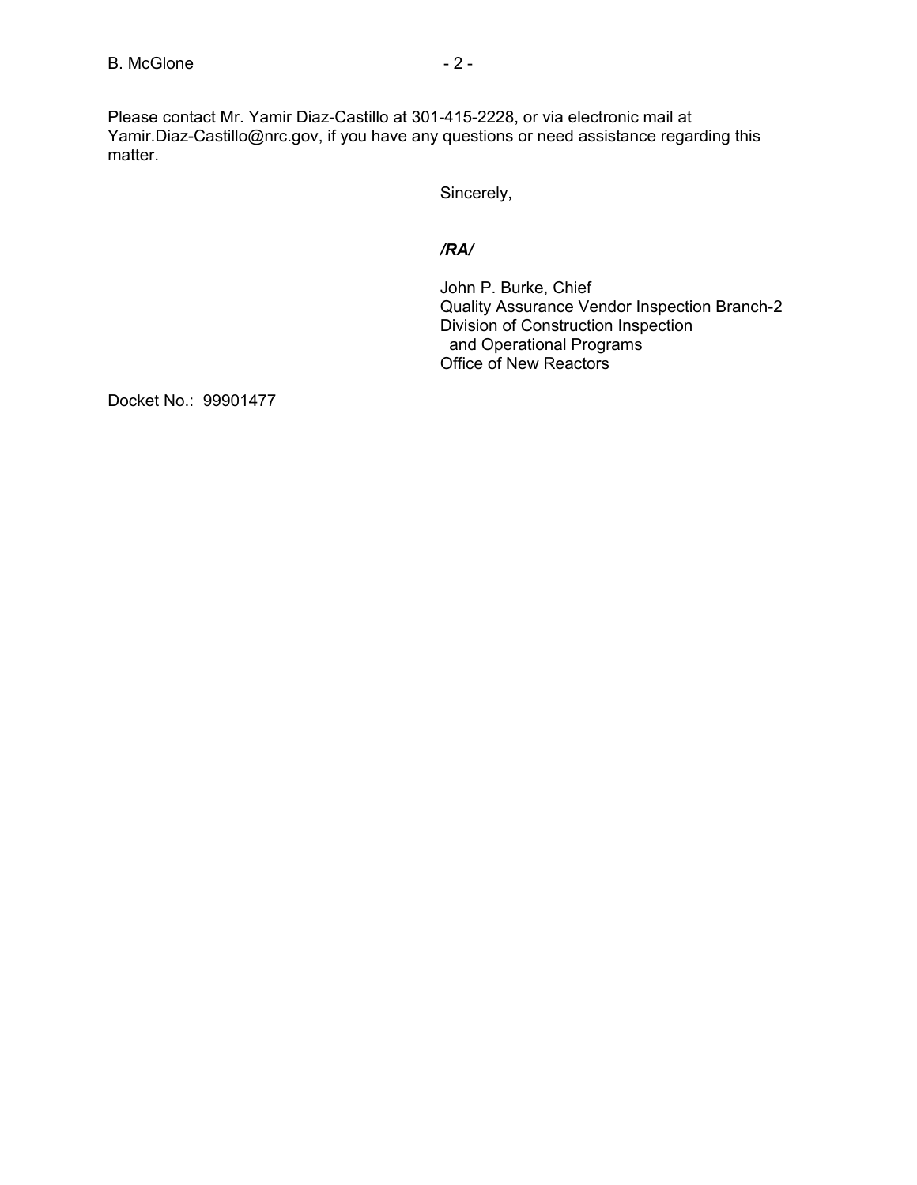Please contact Mr. Yamir Diaz-Castillo at 301-415-2228, or via electronic mail at Yamir.Diaz-Castillo@nrc.gov, if you have any questions or need assistance regarding this matter.

Sincerely,

***/RA/***

John P. Burke, Chief
Quality Assurance Vendor Inspection Branch-2
Division of Construction Inspection
and Operational Programs
Office of New Reactors

Docket No.: 99901477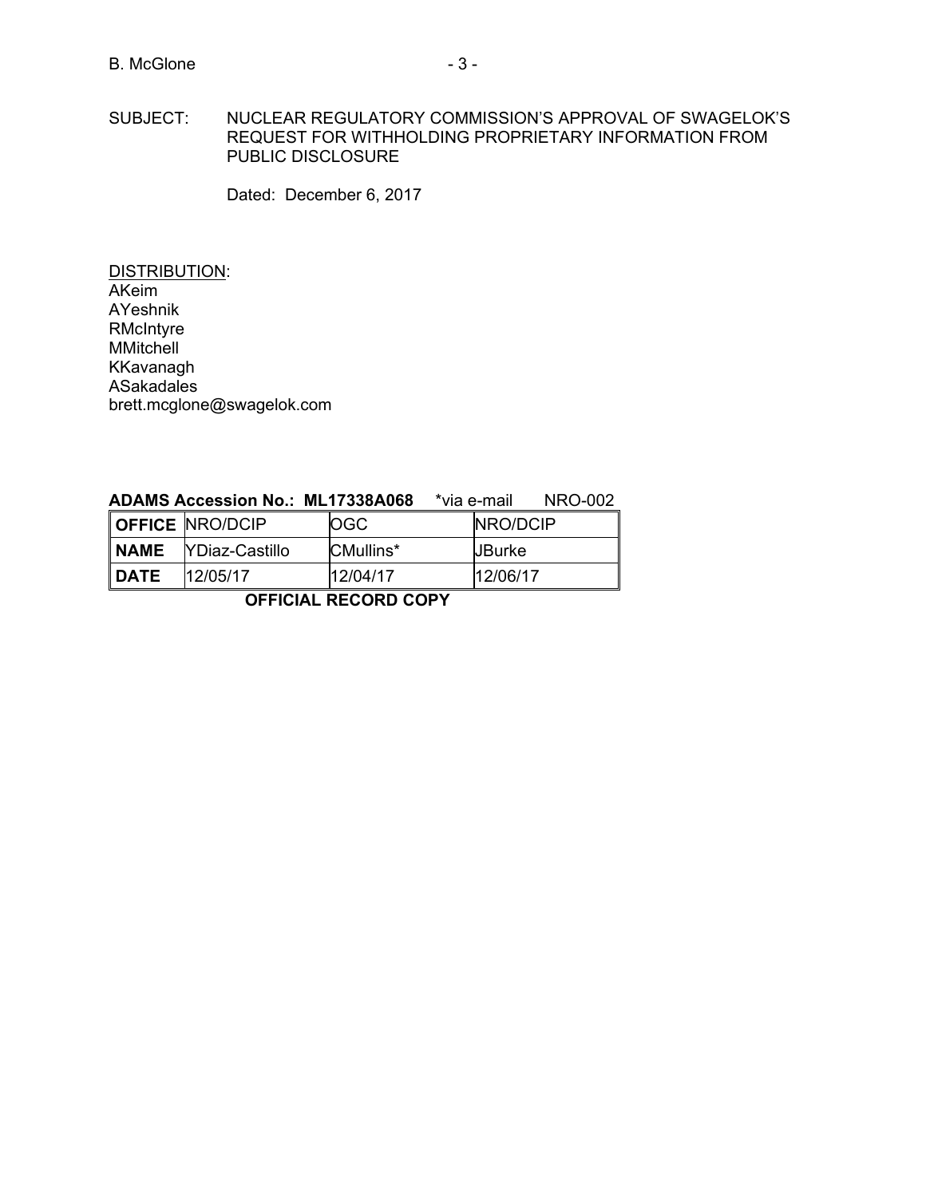SUBJECT: NUCLEAR REGULATORY COMMISSION'S APPROVAL OF SWAGELOK'S REQUEST FOR WITHHOLDING PROPRIETARY INFORMATION FROM PUBLIC DISCLOSURE

Dated: December 6, 2017

DISTRIBUTION:
AKeim
AYeshnik
RMcIntyre
MMitchell
KKavanagh
ASakadales
brett.mcglone@swagelok.com

**ADAMS Accession No.: ML17338A068** *via e-mail NRO-002

| **OFFICE** | NRO/DCIP | OGC | NRO/DCIP |
|---|---|---|---|
| **NAME** | YDiaz-Castillo | CMullins* | JBurke |
| **DATE** | 12/05/17 | 12/04/17 | 12/06/17 |

**OFFICIAL RECORD COPY**